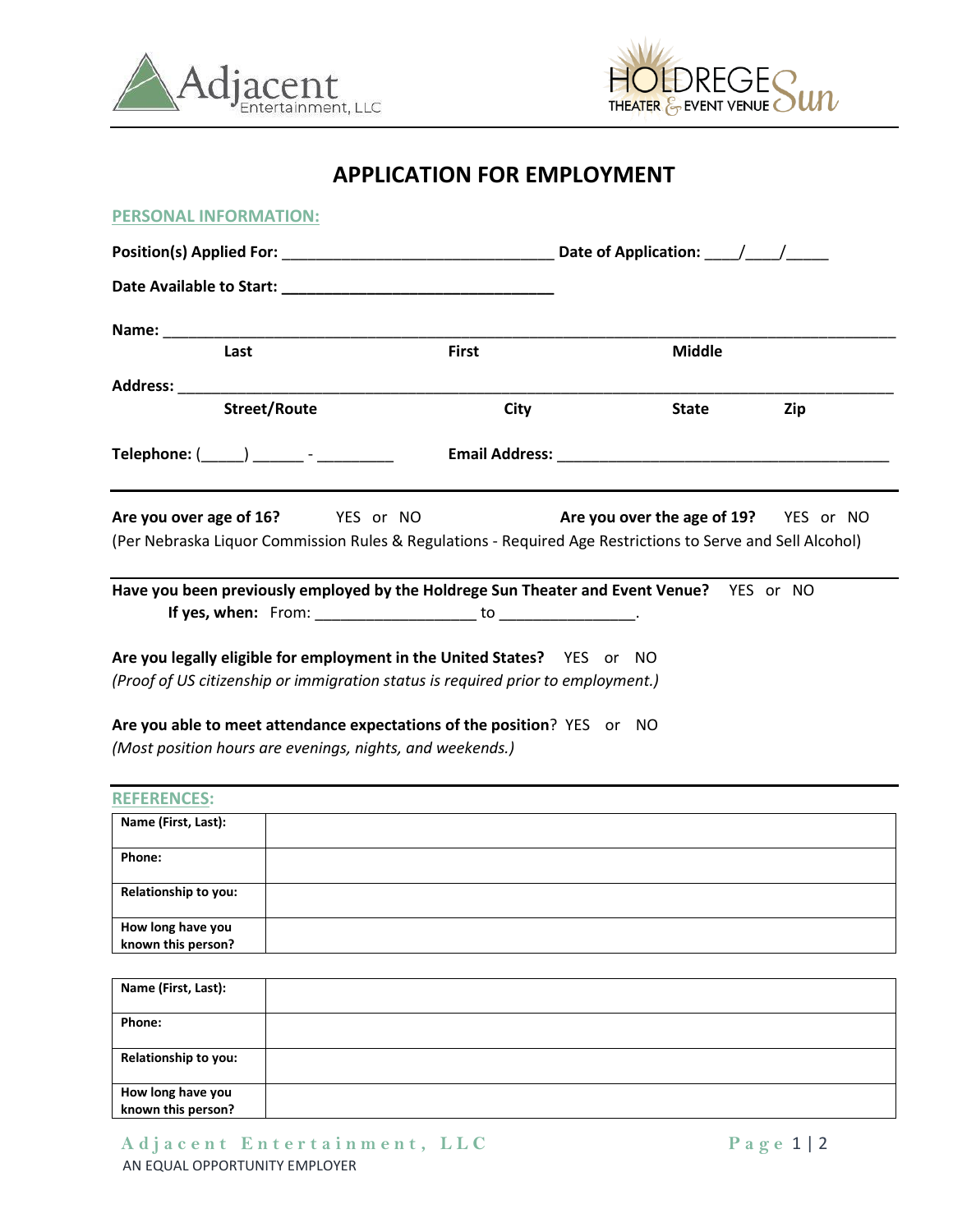# APPLICATION FOR EMPLOYMENT

## PERSONAL INFORMATION:

**Position(s) Applied For:** _______________________________ **Date of Application:** ____/____/_____

**Date Available to Start:** _______________________________

**Name:** ____________________________________________________________________________
**Last** **First** **Middle**

**Address:** __________________________________________________________________________
**Street/Route** **City** **State** **Zip**

**Telephone:** (_____) ______ - _________ **Email Address:** _____________________________________

**Are you over age of 16?** YES or NO **Are you over the age of 19?** YES or NO
(Per Nebraska Liquor Commission Rules & Regulations - Required Age Restrictions to Serve and Sell Alcohol)

**Have you been previously employed by the Holdrege Sun Theater and Event Venue?** YES or NO
**If yes, when:** From: __________________ to ________________.

**Are you legally eligible for employment in the United States?** YES or NO
*(Proof of US citizenship or immigration status is required prior to employment.)*

**Are you able to meet attendance expectations of the position**? YES or NO
*(Most position hours are evenings, nights, and weekends.)*

## REFERENCES:

| | |
|---|---|
| **Name (First, Last):** | |
| **Phone:** | |
| **Relationship to you:** | |
| **How long have you known this person?** | |

| | |
|---|---|
| **Name (First, Last):** | |
| **Phone:** | |
| **Relationship to you:** | |
| **How long have you known this person?** | |

Adjacent Entertainment, LLC
AN EQUAL OPPORTUNITY EMPLOYER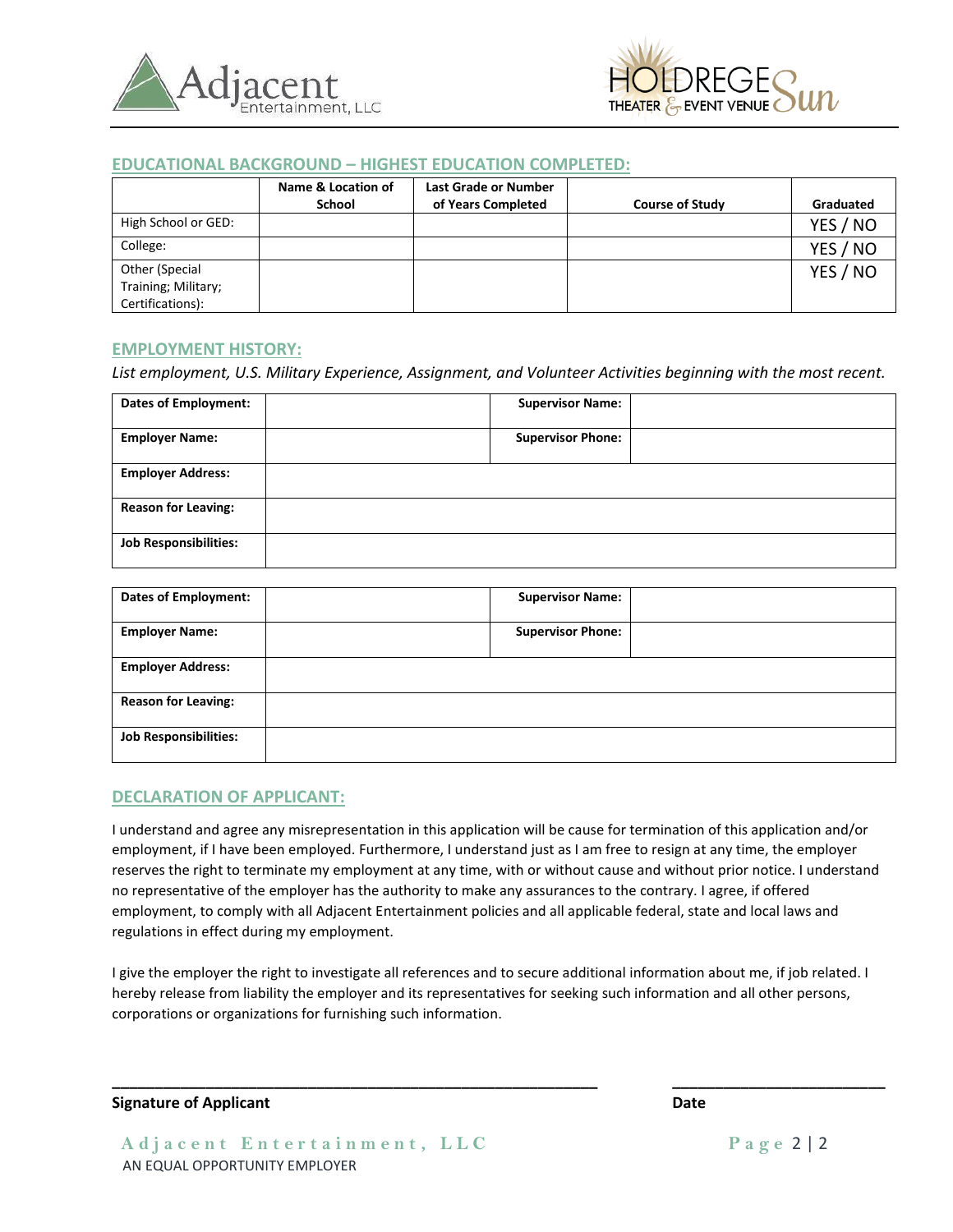## EDUCATIONAL BACKGROUND – HIGHEST EDUCATION COMPLETED:

| | Name & Location of School | Last Grade or Number of Years Completed | Course of Study | Graduated |
|---|---|---|---|---|
| High School or GED: | | | | YES / NO |
| College: | | | | YES / NO |
| Other (Special Training; Military; Certifications): | | | | YES / NO |

## EMPLOYMENT HISTORY:

*List employment, U.S. Military Experience, Assignment, and Volunteer Activities beginning with the most recent.*

| | | | |
|---|---|---|---|
| **Dates of Employment:** | | **Supervisor Name:** | |
| **Employer Name:** | | **Supervisor Phone:** | |
| **Employer Address:** | | | |
| **Reason for Leaving:** | | | |
| **Job Responsibilities:** | | | |

| | | | |
|---|---|---|---|
| **Dates of Employment:** | | **Supervisor Name:** | |
| **Employer Name:** | | **Supervisor Phone:** | |
| **Employer Address:** | | | |
| **Reason for Leaving:** | | | |
| **Job Responsibilities:** | | | |

## DECLARATION OF APPLICANT:

I understand and agree any misrepresentation in this application will be cause for termination of this application and/or employment, if I have been employed. Furthermore, I understand just as I am free to resign at any time, the employer reserves the right to terminate my employment at any time, with or without cause and without prior notice. I understand no representative of the employer has the authority to make any assurances to the contrary. I agree, if offered employment, to comply with all Adjacent Entertainment policies and all applicable federal, state and local laws and regulations in effect during my employment.

I give the employer the right to investigate all references and to secure additional information about me, if job related. I hereby release from liability the employer and its representatives for seeking such information and all other persons, corporations or organizations for furnishing such information.

\_\_\_\_\_\_\_\_\_\_\_\_\_\_\_\_\_\_\_\_\_\_\_\_\_\_\_\_\_\_\_\_\_\_\_\_\_\_\_\_\_\_\_\_\_\_ &nbsp;&nbsp;&nbsp;&nbsp; \_\_\_\_\_\_\_\_\_\_\_\_\_\_\_\_\_\_\_\_

**Signature of Applicant** &nbsp;&nbsp;&nbsp;&nbsp; **Date**

Adjacent Entertainment, LLC
AN EQUAL OPPORTUNITY EMPLOYER